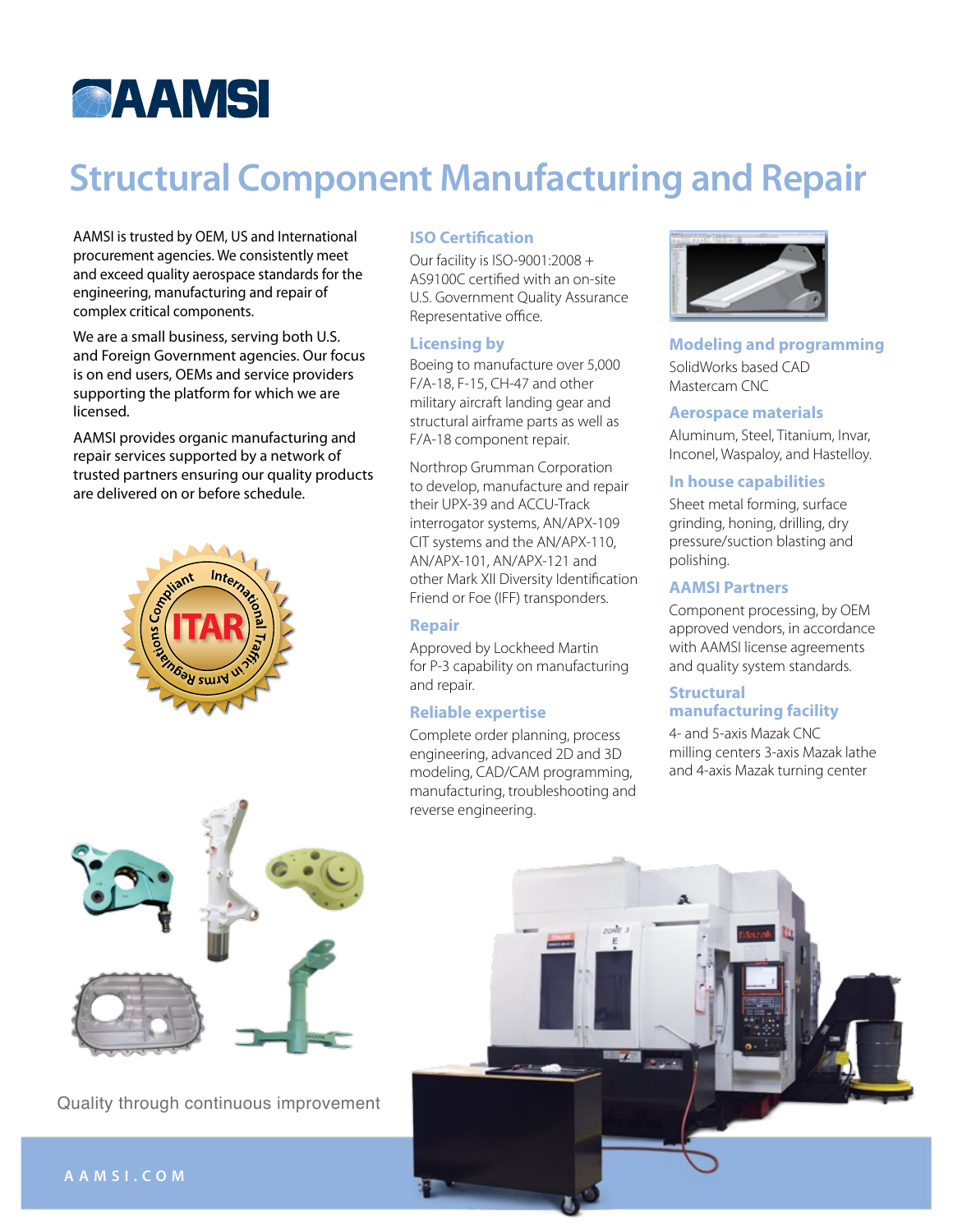# AAMSI

## Structural Component Manufacturing and Repair

AAMSI is trusted by OEM, US and International procurement agencies. We consistently meet and exceed quality aerospace standards for the engineering, manufacturing and repair of complex critical components.

We are a small business, serving both U.S. and Foreign Government agencies. Our focus is on end users, OEMs and service providers supporting the platform for which we are licensed.

AAMSI provides organic manufacturing and repair services supported by a network of trusted partners ensuring our quality products are delivered on or before schedule.

ITAR Compliant – International Traffic in Arms Regulations

### ISO Certification

Our facility is ISO-9001:2008 + AS9100C certified with an on-site U.S. Government Quality Assurance Representative office.

### Licensing by

Boeing to manufacture over 5,000 F/A-18, F-15, CH-47 and other military aircraft landing gear and structural airframe parts as well as F/A-18 component repair.

Northrop Grumman Corporation to develop, manufacture and repair their UPX-39 and ACCU-Track interrogator systems, AN/APX-109 CIT systems and the AN/APX-110, AN/APX-101, AN/APX-121 and other Mark XII Diversity Identification Friend or Foe (IFF) transponders.

### Repair

Approved by Lockheed Martin for P-3 capability on manufacturing and repair.

### Reliable expertise

Complete order planning, process engineering, advanced 2D and 3D modeling, CAD/CAM programming, manufacturing, troubleshooting and reverse engineering.

### Modeling and programming

SolidWorks based CAD
Mastercam CNC

### Aerospace materials

Aluminum, Steel, Titanium, Invar, Inconel, Waspaloy, and Hastelloy.

### In house capabilities

Sheet metal forming, surface grinding, honing, drilling, dry pressure/suction blasting and polishing.

### AAMSI Partners

Component processing, by OEM approved vendors, in accordance with AAMSI license agreements and quality system standards.

### Structural manufacturing facility

4- and 5-axis Mazak CNC milling centers 3-axis Mazak lathe and 4-axis Mazak turning center

Quality through continuous improvement

AAMSI.COM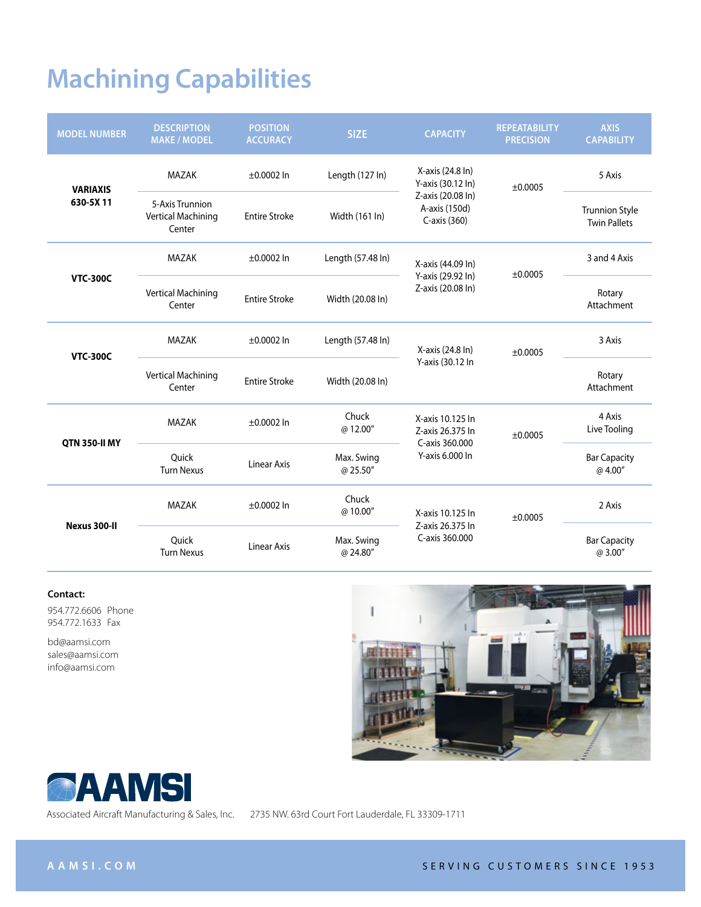# Machining Capabilities

| MODEL NUMBER | DESCRIPTION MAKE / MODEL | POSITION ACCURACY | SIZE | CAPACITY | REPEATABILITY PRECISION | AXIS CAPABILITY |
|---|---|---|---|---|---|---|
| **VARIAXIS 630-5X 11** | MAZAK | ±0.0002 In | Length (127 In) | X-axis (24.8 In) Y-axis (30.12 In) Z-axis (20.08 In) A-axis (150d) C-axis (360) | ±0.0005 | 5 Axis |
| | 5-Axis Trunnion Vertical Machining Center | Entire Stroke | Width (161 In) | | | Trunnion Style Twin Pallets |
| **VTC-300C** | MAZAK | ±0.0002 In | Length (57.48 In) | X-axis (44.09 In) Y-axis (29.92 In) Z-axis (20.08 In) | ±0.0005 | 3 and 4 Axis |
| | Vertical Machining Center | Entire Stroke | Width (20.08 In) | | | Rotary Attachment |
| **VTC-300C** | MAZAK | ±0.0002 In | Length (57.48 In) | X-axis (24.8 In) Y-axis (30.12 In | ±0.0005 | 3 Axis |
| | Vertical Machining Center | Entire Stroke | Width (20.08 In) | | | Rotary Attachment |
| **QTN 350-II MY** | MAZAK | ±0.0002 In | Chuck @ 12.00" | X-axis 10.125 In Z-axis 26.375 In C-axis 360.000 Y-axis 6.000 In | ±0.0005 | 4 Axis Live Tooling |
| | Quick Turn Nexus | Linear Axis | Max. Swing @ 25.50" | | | Bar Capacity @ 4.00" |
| **Nexus 300-II** | MAZAK | ±0.0002 In | Chuck @ 10.00" | X-axis 10.125 In Z-axis 26.375 In C-axis 360.000 | ±0.0005 | 2 Axis |
| | Quick Turn Nexus | Linear Axis | Max. Swing @ 24.80" | | | Bar Capacity @ 3.00" |

**Contact:**

954.772.6606 Phone
954.772.1633 Fax

bd@aamsi.com
sales@aamsi.com
info@aamsi.com

AAMSI

Associated Aircraft Manufacturing & Sales, Inc. 2735 NW. 63rd Court Fort Lauderdale, FL 33309-1711

AAMSI.COM

SERVING CUSTOMERS SINCE 1953